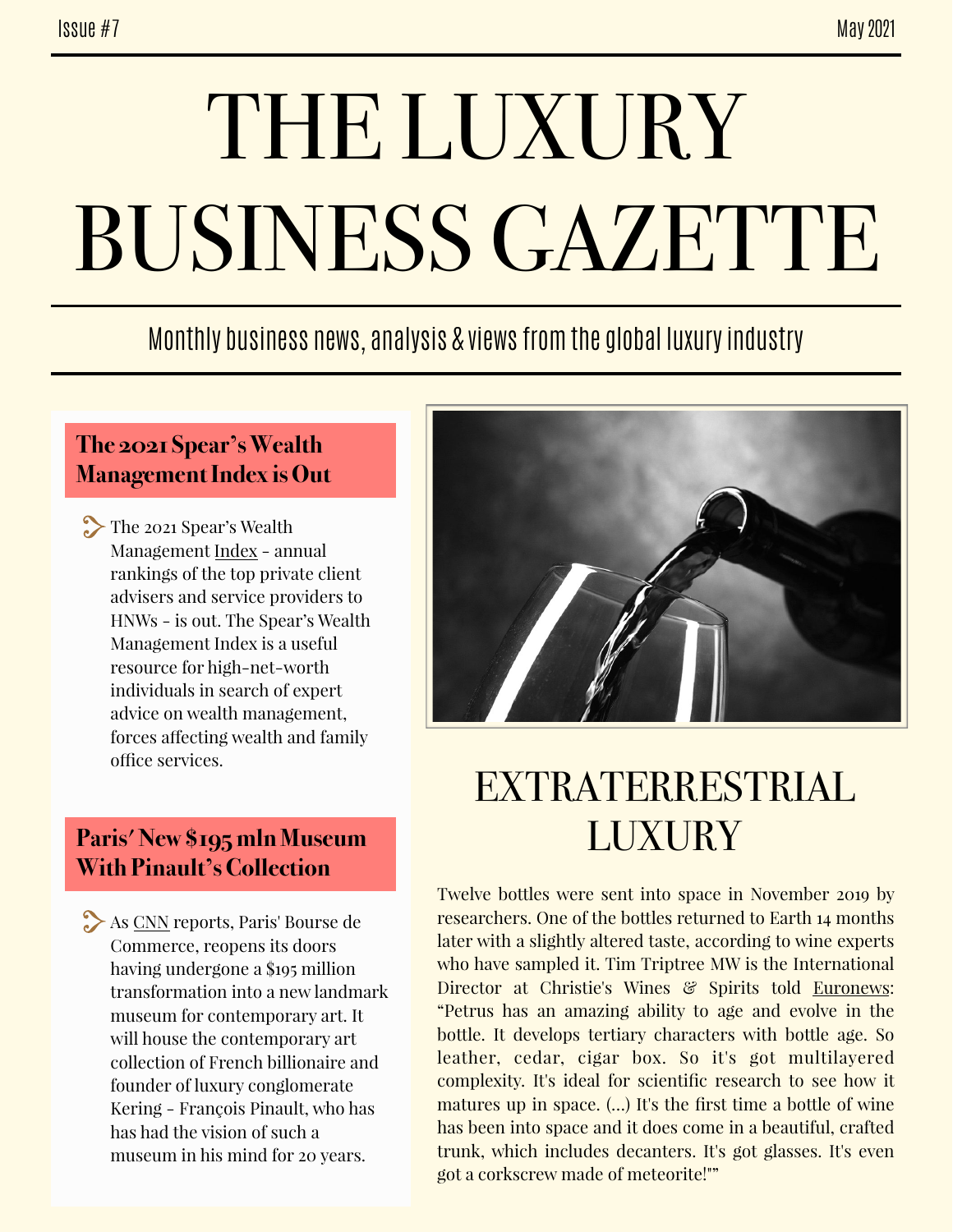Issue #7 | May 2021

# THE LUXURY BUSINESS GAZETTE

Monthly business news, analysis & views from the global luxury industry

## The 2021 Spear's Wealth Management Index is Out

- The 2021 Spear's Wealth Management Index - annual rankings of the top private client advisers and service providers to HNWs - is out. The Spear's Wealth Management Index is a useful resource for high-net-worth individuals in search of expert advice on wealth management, forces affecting wealth and family office services.

## Paris' New $195 mln Museum With Pinault's Collection

- As CNN reports, Paris' Bourse de Commerce, reopens its doors having undergone a $195 million transformation into a new landmark museum for contemporary art. It will house the contemporary art collection of French billionaire and founder of luxury conglomerate Kering - François Pinault, who has has had the vision of such a museum in his mind for 20 years.

## EXTRATERRESTRIAL LUXURY

Twelve bottles were sent into space in November 2019 by researchers. One of the bottles returned to Earth 14 months later with a slightly altered taste, according to wine experts who have sampled it. Tim Triptree MW is the International Director at Christie's Wines & Spirits told Euronews: "Petrus has an amazing ability to age and evolve in the bottle. It develops tertiary characters with bottle age. So leather, cedar, cigar box. So it's got multilayered complexity. It's ideal for scientific research to see how it matures up in space. (...) It's the first time a bottle of wine has been into space and it does come in a beautiful, crafted trunk, which includes decanters. It's got glasses. It's even got a corkscrew made of meteorite!""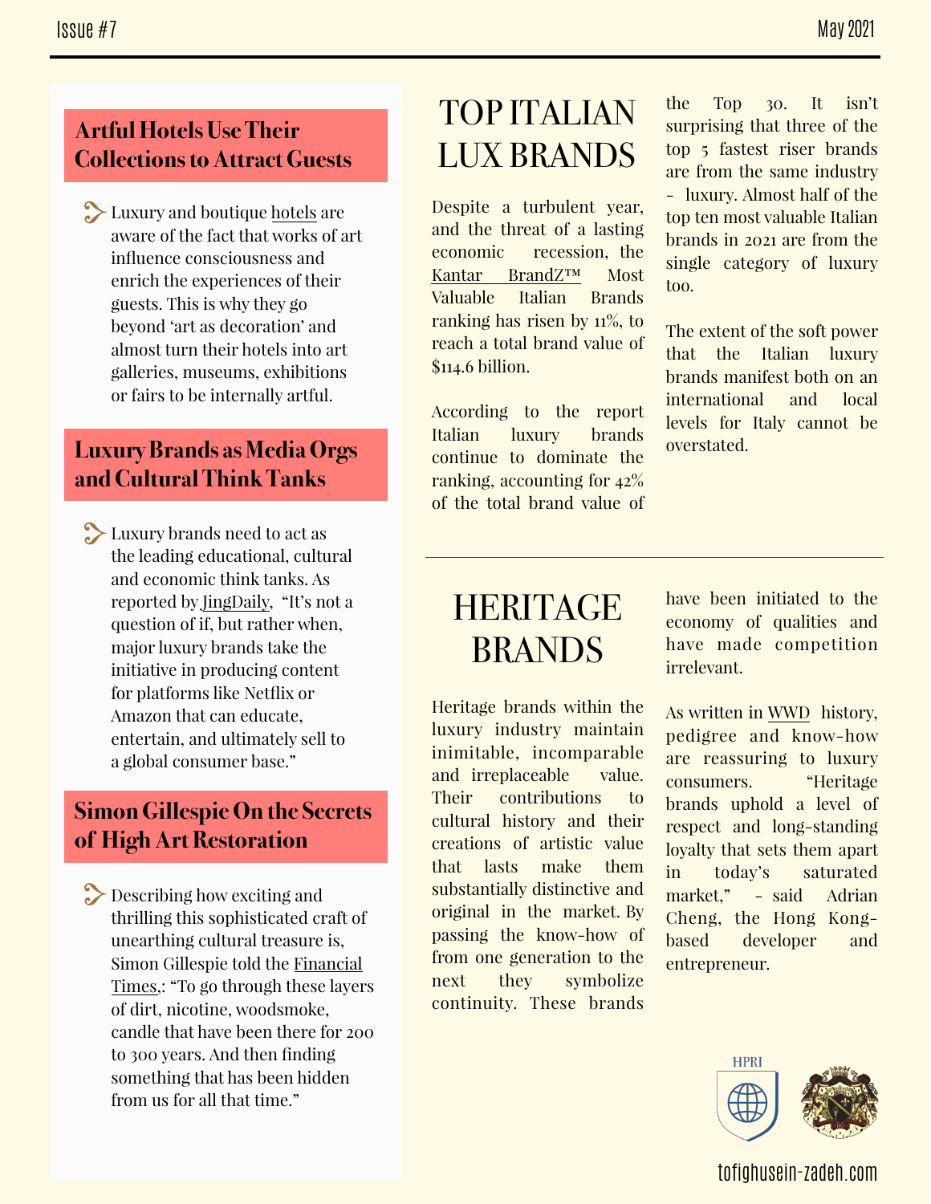## Artful Hotels Use Their Collections to Attract Guests

- Luxury and boutique hotels are aware of the fact that works of art influence consciousness and enrich the experiences of their guests. This is why they go beyond 'art as decoration' and almost turn their hotels into art galleries, museums, exhibitions or fairs to be internally artful.

## Luxury Brands as Media Orgs and Cultural Think Tanks

- Luxury brands need to act as the leading educational, cultural and economic think tanks. As reported by JingDaily, "It's not a question of if, but rather when, major luxury brands take the initiative in producing content for platforms like Netflix or Amazon that can educate, entertain, and ultimately sell to a global consumer base."

## Simon Gillespie On the Secrets of High Art Restoration

- Describing how exciting and thrilling this sophisticated craft of unearthing cultural treasure is, Simon Gillespie told the Financial Times,: "To go through these layers of dirt, nicotine, woodsmoke, candle that have been there for 200 to 300 years. And then finding something that has been hidden from us for all that time."

# TOP ITALIAN LUX BRANDS

Despite a turbulent year, and the threat of a lasting economic recession, the Kantar BrandZ™ Most Valuable Italian Brands ranking has risen by 11%, to reach a total brand value of $114.6 billion.

According to the report Italian luxury brands continue to dominate the ranking, accounting for 42% of the total brand value of the Top 30. It isn't surprising that three of the top 5 fastest riser brands are from the same industry – luxury. Almost half of the top ten most valuable Italian brands in 2021 are from the single category of luxury too.

The extent of the soft power that the Italian luxury brands manifest both on an international and local levels for Italy cannot be overstated.

# HERITAGE BRANDS

Heritage brands within the luxury industry maintain inimitable, incomparable and irreplaceable value. Their contributions to cultural history and their creations of artistic value that lasts make them substantially distinctive and original in the market. By passing the know-how of from one generation to the next they symbolize continuity. These brands have been initiated to the economy of qualities and have made competition irrelevant.

As written in WWD history, pedigree and know-how are reassuring to luxury consumers. "Heritage brands uphold a level of respect and long-standing loyalty that sets them apart in today's saturated market," - said Adrian Cheng, the Hong Kong-based developer and entrepreneur.

HPRI

tofighusein-zadeh.com